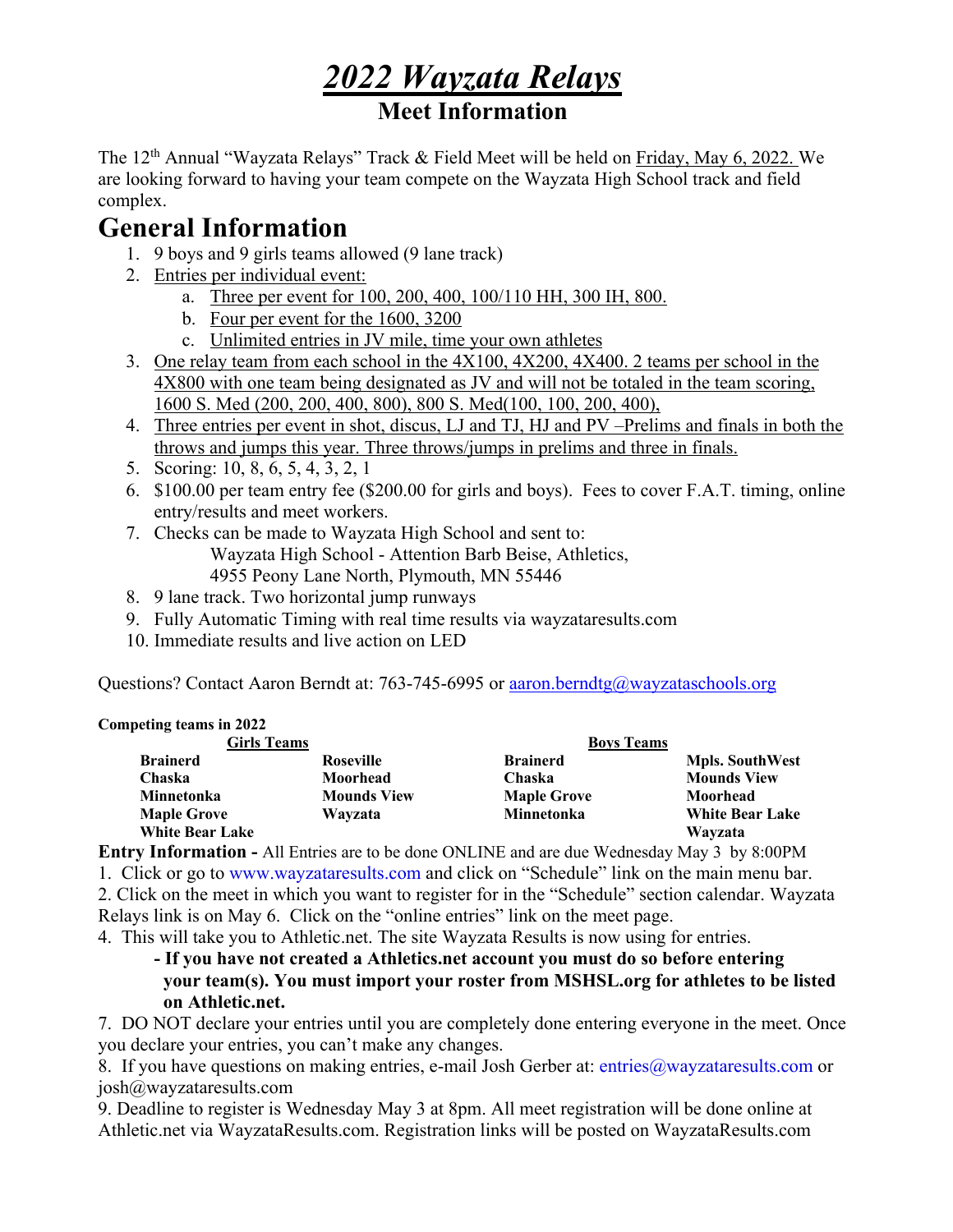# *2022 Wayzata Relays*

## Meet Information

The 12th Annual "Wayzata Relays" Track & Field Meet will be held on Friday, May 6, 2022. We are looking forward to having your team compete on the Wayzata High School track and field complex.

# General Information

1. 9 boys and 9 girls teams allowed (9 lane track)
2. Entries per individual event:
   a. Three per event for 100, 200, 400, 100/110 HH, 300 IH, 800.
   b. Four per event for the 1600, 3200
   c. Unlimited entries in JV mile, time your own athletes
3. One relay team from each school in the 4X100, 4X200, 4X400. 2 teams per school in the 4X800 with one team being designated as JV and will not be totaled in the team scoring, 1600 S. Med (200, 200, 400, 800), 800 S. Med(100, 100, 200, 400),
4. Three entries per event in shot, discus, LJ and TJ, HJ and PV –Prelims and finals in both the throws and jumps this year. Three throws/jumps in prelims and three in finals.
5. Scoring: 10, 8, 6, 5, 4, 3, 2, 1
6. $100.00 per team entry fee ($200.00 for girls and boys). Fees to cover F.A.T. timing, online entry/results and meet workers.
7. Checks can be made to Wayzata High School and sent to:
   Wayzata High School - Attention Barb Beise, Athletics,
   4955 Peony Lane North, Plymouth, MN 55446
8. 9 lane track. Two horizontal jump runways
9. Fully Automatic Timing with real time results via wayzataresults.com
10. Immediate results and live action on LED

Questions? Contact Aaron Berndt at: 763-745-6995 or aaron.berndtg@wayzataschools.org

**Competing teams in 2022**

| Girls Teams | | Boys Teams | |
|---|---|---|---|
| **Brainerd** | **Roseville** | **Brainerd** | **Mpls. SouthWest** |
| **Chaska** | **Moorhead** | **Chaska** | **Mounds View** |
| **Minnetonka** | **Mounds View** | **Maple Grove** | **Moorhead** |
| **Maple Grove** | **Wayzata** | **Minnetonka** | **White Bear Lake** |
| **White Bear Lake** | | | **Wayzata** |

**Entry Information -** All Entries are to be done ONLINE and are due Wednesday May 3 by 8:00PM

1. Click or go to www.wayzataresults.com and click on "Schedule" link on the main menu bar.
2. Click on the meet in which you want to register for in the "Schedule" section calendar. Wayzata Relays link is on May 6. Click on the "online entries" link on the meet page.
4. This will take you to Athletic.net. The site Wayzata Results is now using for entries.
   **- If you have not created a Athletics.net account you must do so before entering your team(s). You must import your roster from MSHSL.org for athletes to be listed on Athletic.net.**
7. DO NOT declare your entries until you are completely done entering everyone in the meet. Once you declare your entries, you can't make any changes.
8. If you have questions on making entries, e-mail Josh Gerber at: entries@wayzataresults.com or josh@wayzataresults.com
9. Deadline to register is Wednesday May 3 at 8pm. All meet registration will be done online at Athletic.net via WayzataResults.com. Registration links will be posted on WayzataResults.com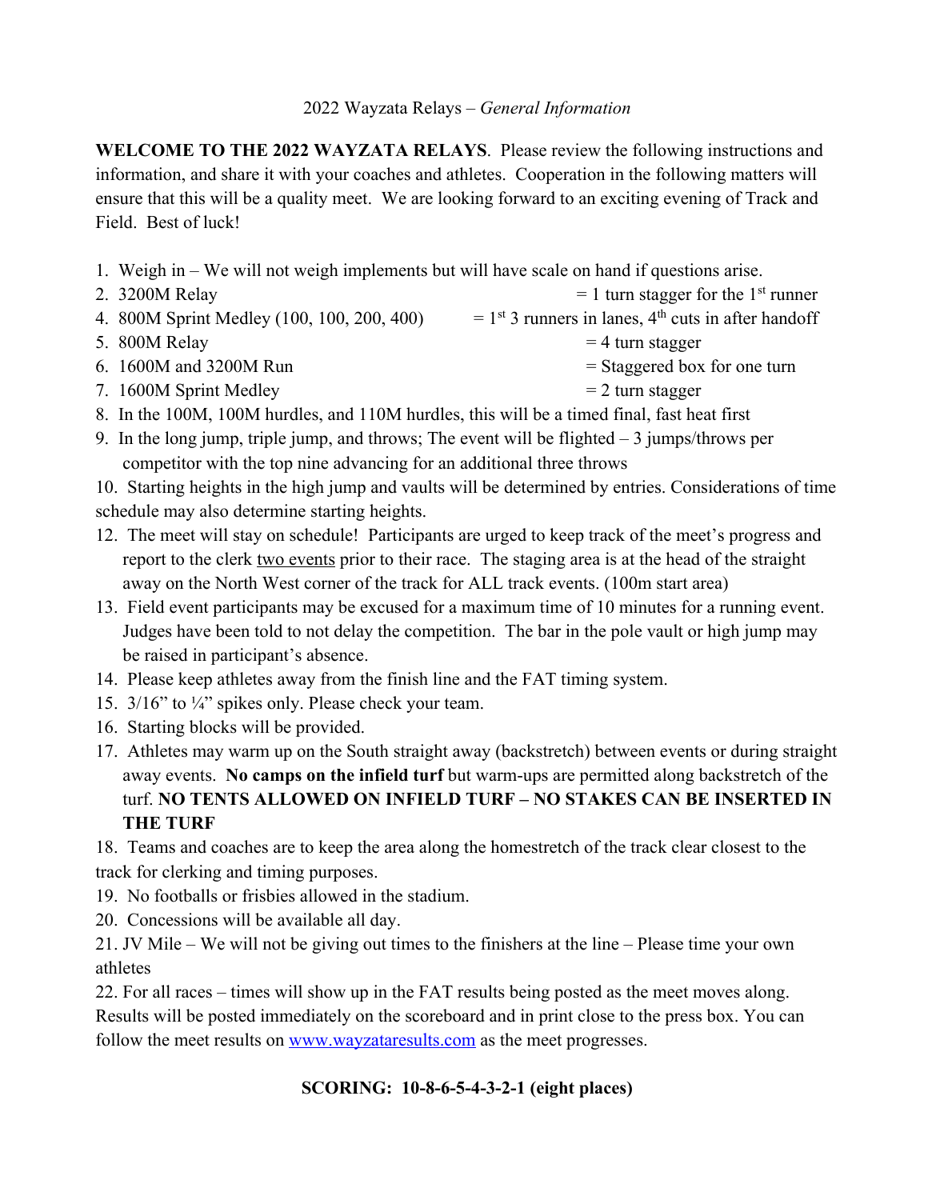2022 Wayzata Relays – *General Information*

**WELCOME TO THE 2022 WAYZATA RELAYS**. Please review the following instructions and information, and share it with your coaches and athletes. Cooperation in the following matters will ensure that this will be a quality meet. We are looking forward to an exciting evening of Track and Field. Best of luck!

1. Weigh in – We will not weigh implements but will have scale on hand if questions arise.
2. 3200M Relay = 1 turn stagger for the 1st runner
4. 800M Sprint Medley (100, 100, 200, 400) = 1st 3 runners in lanes, 4th cuts in after handoff
5. 800M Relay = 4 turn stagger
6. 1600M and 3200M Run = Staggered box for one turn
7. 1600M Sprint Medley = 2 turn stagger
8. In the 100M, 100M hurdles, and 110M hurdles, this will be a timed final, fast heat first
9. In the long jump, triple jump, and throws; The event will be flighted – 3 jumps/throws per competitor with the top nine advancing for an additional three throws
10. Starting heights in the high jump and vaults will be determined by entries. Considerations of time schedule may also determine starting heights.
12. The meet will stay on schedule! Participants are urged to keep track of the meet's progress and report to the clerk two events prior to their race. The staging area is at the head of the straight away on the North West corner of the track for ALL track events. (100m start area)
13. Field event participants may be excused for a maximum time of 10 minutes for a running event. Judges have been told to not delay the competition. The bar in the pole vault or high jump may be raised in participant's absence.
14. Please keep athletes away from the finish line and the FAT timing system.
15. 3/16" to ¼" spikes only. Please check your team.
16. Starting blocks will be provided.
17. Athletes may warm up on the South straight away (backstretch) between events or during straight away events. **No camps on the infield turf** but warm-ups are permitted along backstretch of the turf. **NO TENTS ALLOWED ON INFIELD TURF – NO STAKES CAN BE INSERTED IN THE TURF**
18. Teams and coaches are to keep the area along the homestretch of the track clear closest to the track for clerking and timing purposes.
19. No footballs or frisbies allowed in the stadium.
20. Concessions will be available all day.
21. JV Mile – We will not be giving out times to the finishers at the line – Please time your own athletes
22. For all races – times will show up in the FAT results being posted as the meet moves along. Results will be posted immediately on the scoreboard and in print close to the press box. You can follow the meet results on www.wayzataresults.com as the meet progresses.

**SCORING: 10-8-6-5-4-3-2-1 (eight places)**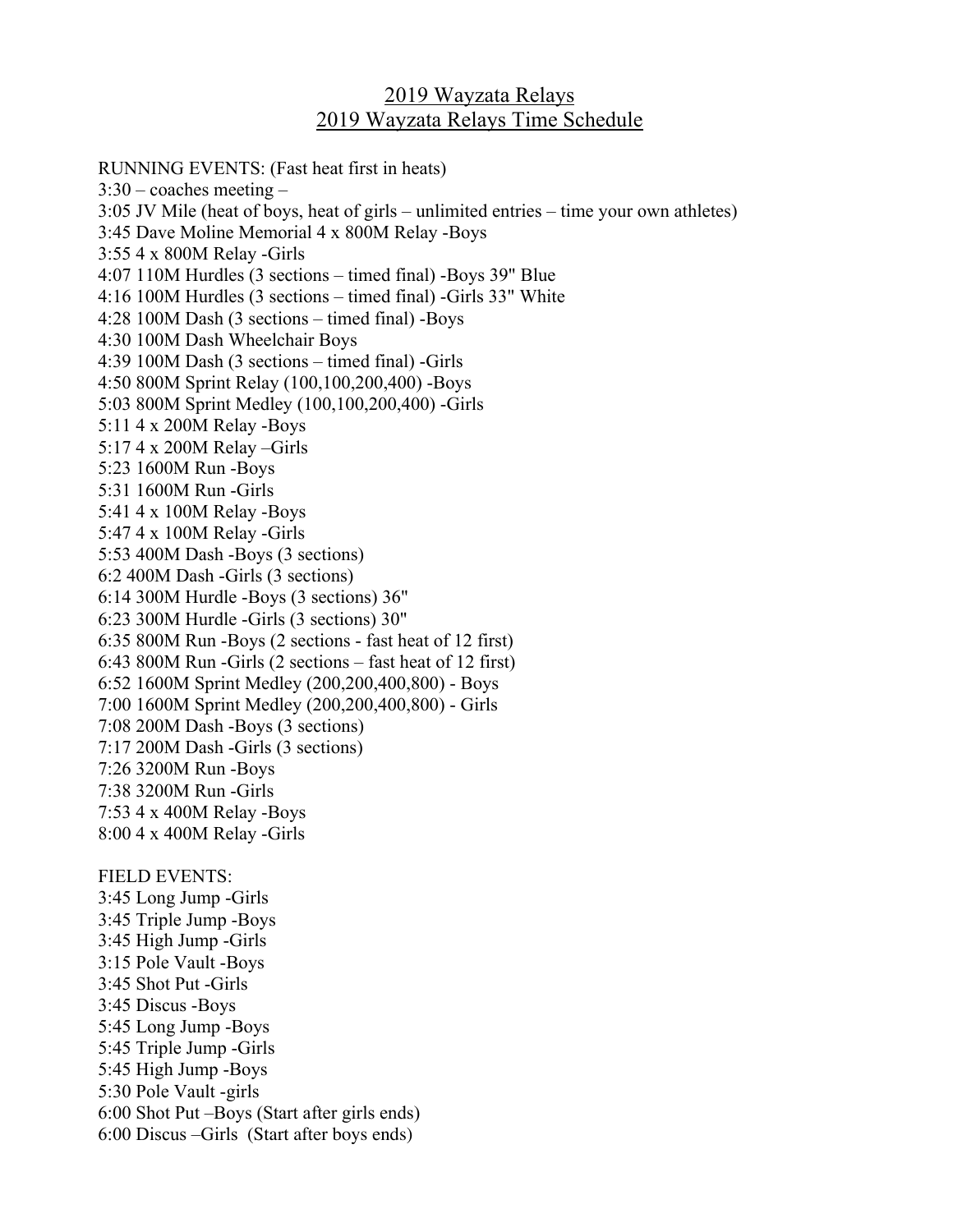# 2019 Wayzata Relays
## 2019 Wayzata Relays Time Schedule

RUNNING EVENTS: (Fast heat first in heats)
3:30 – coaches meeting –
3:05 JV Mile (heat of boys, heat of girls – unlimited entries – time your own athletes)
3:45 Dave Moline Memorial 4 x 800M Relay -Boys
3:55 4 x 800M Relay -Girls
4:07 110M Hurdles (3 sections – timed final) -Boys 39" Blue
4:16 100M Hurdles (3 sections – timed final) -Girls 33" White
4:28 100M Dash (3 sections – timed final) -Boys
4:30 100M Dash Wheelchair Boys
4:39 100M Dash (3 sections – timed final) -Girls
4:50 800M Sprint Relay (100,100,200,400) -Boys
5:03 800M Sprint Medley (100,100,200,400) -Girls
5:11 4 x 200M Relay -Boys
5:17 4 x 200M Relay –Girls
5:23 1600M Run -Boys
5:31 1600M Run -Girls
5:41 4 x 100M Relay -Boys
5:47 4 x 100M Relay -Girls
5:53 400M Dash -Boys (3 sections)
6:2 400M Dash -Girls (3 sections)
6:14 300M Hurdle -Boys (3 sections) 36"
6:23 300M Hurdle -Girls (3 sections) 30"
6:35 800M Run -Boys (2 sections - fast heat of 12 first)
6:43 800M Run -Girls (2 sections – fast heat of 12 first)
6:52 1600M Sprint Medley (200,200,400,800) - Boys
7:00 1600M Sprint Medley (200,200,400,800) - Girls
7:08 200M Dash -Boys (3 sections)
7:17 200M Dash -Girls (3 sections)
7:26 3200M Run -Boys
7:38 3200M Run -Girls
7:53 4 x 400M Relay -Boys
8:00 4 x 400M Relay -Girls

FIELD EVENTS:
3:45 Long Jump -Girls
3:45 Triple Jump -Boys
3:45 High Jump -Girls
3:15 Pole Vault -Boys
3:45 Shot Put -Girls
3:45 Discus -Boys
5:45 Long Jump -Boys
5:45 Triple Jump -Girls
5:45 High Jump -Boys
5:30 Pole Vault -girls
6:00 Shot Put –Boys (Start after girls ends)
6:00 Discus –Girls (Start after boys ends)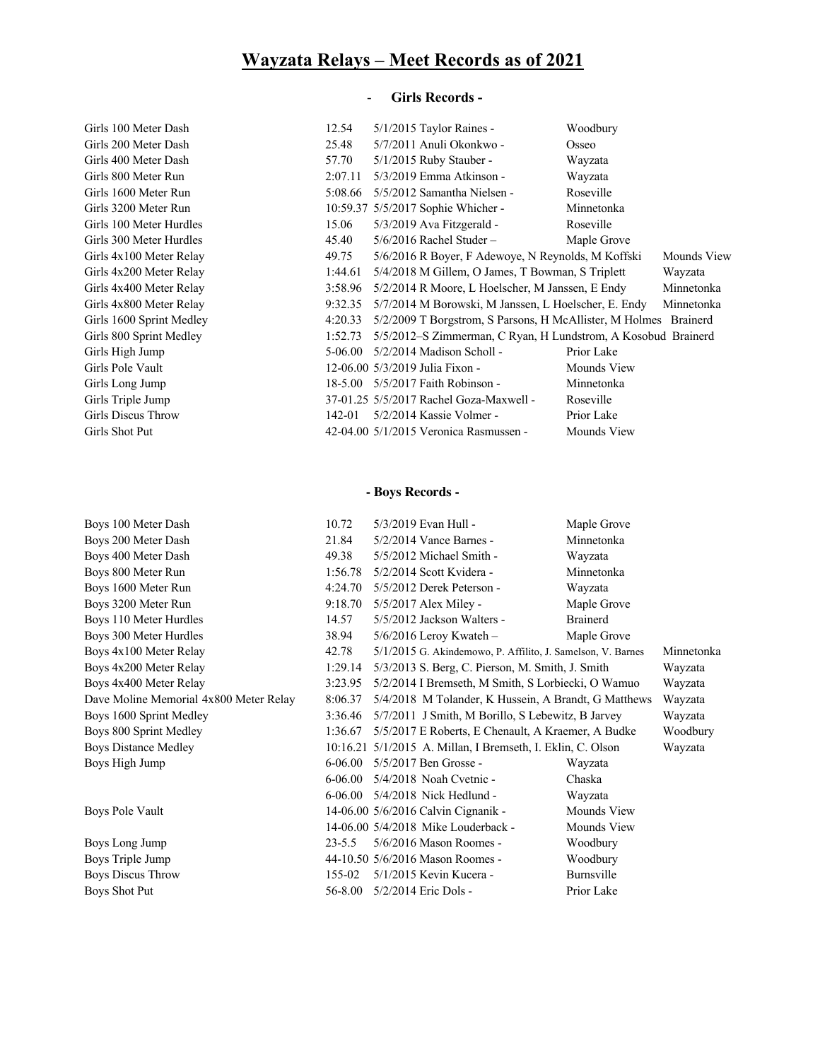# Wayzata Relays – Meet Records as of 2021

## - Girls Records -

| | | | | |
|---|---|---|---|---|
| Girls 100 Meter Dash | 12.54 | 5/1/2015 Taylor Raines - | Woodbury | |
| Girls 200 Meter Dash | 25.48 | 5/7/2011 Anuli Okonkwo - | Osseo | |
| Girls 400 Meter Dash | 57.70 | 5/1/2015 Ruby Stauber - | Wayzata | |
| Girls 800 Meter Run | 2:07.11 | 5/3/2019 Emma Atkinson - | Wayzata | |
| Girls 1600 Meter Run | 5:08.66 | 5/5/2012 Samantha Nielsen - | Roseville | |
| Girls 3200 Meter Run | 10:59.37 | 5/5/2017 Sophie Whicher - | Minnetonka | |
| Girls 100 Meter Hurdles | 15.06 | 5/3/2019 Ava Fitzgerald - | Roseville | |
| Girls 300 Meter Hurdles | 45.40 | 5/6/2016 Rachel Studer – | Maple Grove | |
| Girls 4x100 Meter Relay | 49.75 | 5/6/2016 R Boyer, F Adewoye, N Reynolds, M Koffski | | Mounds View |
| Girls 4x200 Meter Relay | 1:44.61 | 5/4/2018 M Gillem, O James, T Bowman, S Triplett | | Wayzata |
| Girls 4x400 Meter Relay | 3:58.96 | 5/2/2014 R Moore, L Hoelscher, M Janssen, E Endy | | Minnetonka |
| Girls 4x800 Meter Relay | 9:32.35 | 5/7/2014 M Borowski, M Janssen, L Hoelscher, E. Endy | | Minnetonka |
| Girls 1600 Sprint Medley | 4:20.33 | 5/2/2009 T Borgstrom, S Parsons, H McAllister, M Holmes | | Brainerd |
| Girls 800 Sprint Medley | 1:52.73 | 5/5/2012–S Zimmerman, C Ryan, H Lundstrom, A Kosobud | | Brainerd |
| Girls High Jump | 5-06.00 | 5/2/2014 Madison Scholl - | Prior Lake | |
| Girls Pole Vault | 12-06.00 | 5/3/2019 Julia Fixon - | Mounds View | |
| Girls Long Jump | 18-5.00 | 5/5/2017 Faith Robinson - | Minnetonka | |
| Girls Triple Jump | 37-01.25 | 5/5/2017 Rachel Goza-Maxwell - | Roseville | |
| Girls Discus Throw | 142-01 | 5/2/2014 Kassie Volmer - | Prior Lake | |
| Girls Shot Put | 42-04.00 | 5/1/2015 Veronica Rasmussen - | Mounds View | |

## - Boys Records -

| | | | | |
|---|---|---|---|---|
| Boys 100 Meter Dash | 10.72 | 5/3/2019 Evan Hull - | Maple Grove | |
| Boys 200 Meter Dash | 21.84 | 5/2/2014 Vance Barnes - | Minnetonka | |
| Boys 400 Meter Dash | 49.38 | 5/5/2012 Michael Smith - | Wayzata | |
| Boys 800 Meter Run | 1:56.78 | 5/2/2014 Scott Kvidera - | Minnetonka | |
| Boys 1600 Meter Run | 4:24.70 | 5/5/2012 Derek Peterson - | Wayzata | |
| Boys 3200 Meter Run | 9:18.70 | 5/5/2017 Alex Miley - | Maple Grove | |
| Boys 110 Meter Hurdles | 14.57 | 5/5/2012 Jackson Walters - | Brainerd | |
| Boys 300 Meter Hurdles | 38.94 | 5/6/2016 Leroy Kwateh – | Maple Grove | |
| Boys 4x100 Meter Relay | 42.78 | 5/1/2015 G. Akindemowo, P. Affilito, J. Samelson, V. Barnes | | Minnetonka |
| Boys 4x200 Meter Relay | 1:29.14 | 5/3/2013 S. Berg, C. Pierson, M. Smith, J. Smith | | Wayzata |
| Boys 4x400 Meter Relay | 3:23.95 | 5/2/2014 I Bremseth, M Smith, S Lorbiecki, O Wamuo | | Wayzata |
| Dave Moline Memorial 4x800 Meter Relay | 8:06.37 | 5/4/2018 M Tolander, K Hussein, A Brandt, G Matthews | | Wayzata |
| Boys 1600 Sprint Medley | 3:36.46 | 5/7/2011 J Smith, M Borillo, S Lebewitz, B Jarvey | | Wayzata |
| Boys 800 Sprint Medley | 1:36.67 | 5/5/2017 E Roberts, E Chenault, A Kraemer, A Budke | | Woodbury |
| Boys Distance Medley | 10:16.21 | 5/1/2015 A. Millan, I Bremseth, I. Eklin, C. Olson | | Wayzata |
| Boys High Jump | 6-06.00 | 5/5/2017 Ben Grosse - | Wayzata | |
| | 6-06.00 | 5/4/2018 Noah Cvetnic - | Chaska | |
| | 6-06.00 | 5/4/2018 Nick Hedlund - | Wayzata | |
| Boys Pole Vault | 14-06.00 | 5/6/2016 Calvin Cignanik - | Mounds View | |
| | 14-06.00 | 5/4/2018 Mike Louderback - | Mounds View | |
| Boys Long Jump | 23-5.5 | 5/6/2016 Mason Roomes - | Woodbury | |
| Boys Triple Jump | 44-10.50 | 5/6/2016 Mason Roomes - | Woodbury | |
| Boys Discus Throw | 155-02 | 5/1/2015 Kevin Kucera - | Burnsville | |
| Boys Shot Put | 56-8.00 | 5/2/2014 Eric Dols - | Prior Lake | |